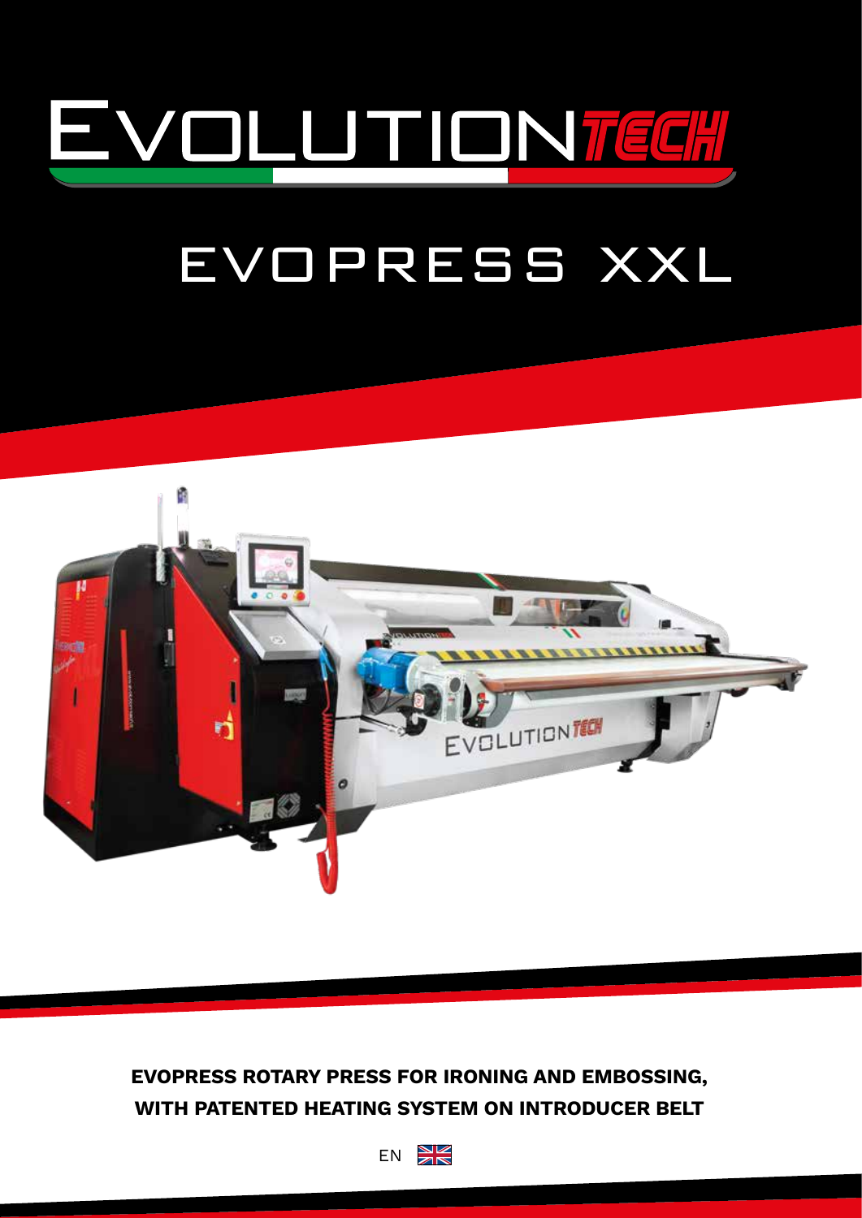# EVOLUTIONTECH

## EVOPRESS XXL

**EVOPRESS ROTARY PRESS FOR IRONING AND EMBOSSING, WITH PATENTED HEATING SYSTEM ON INTRODUCER BELT**

EN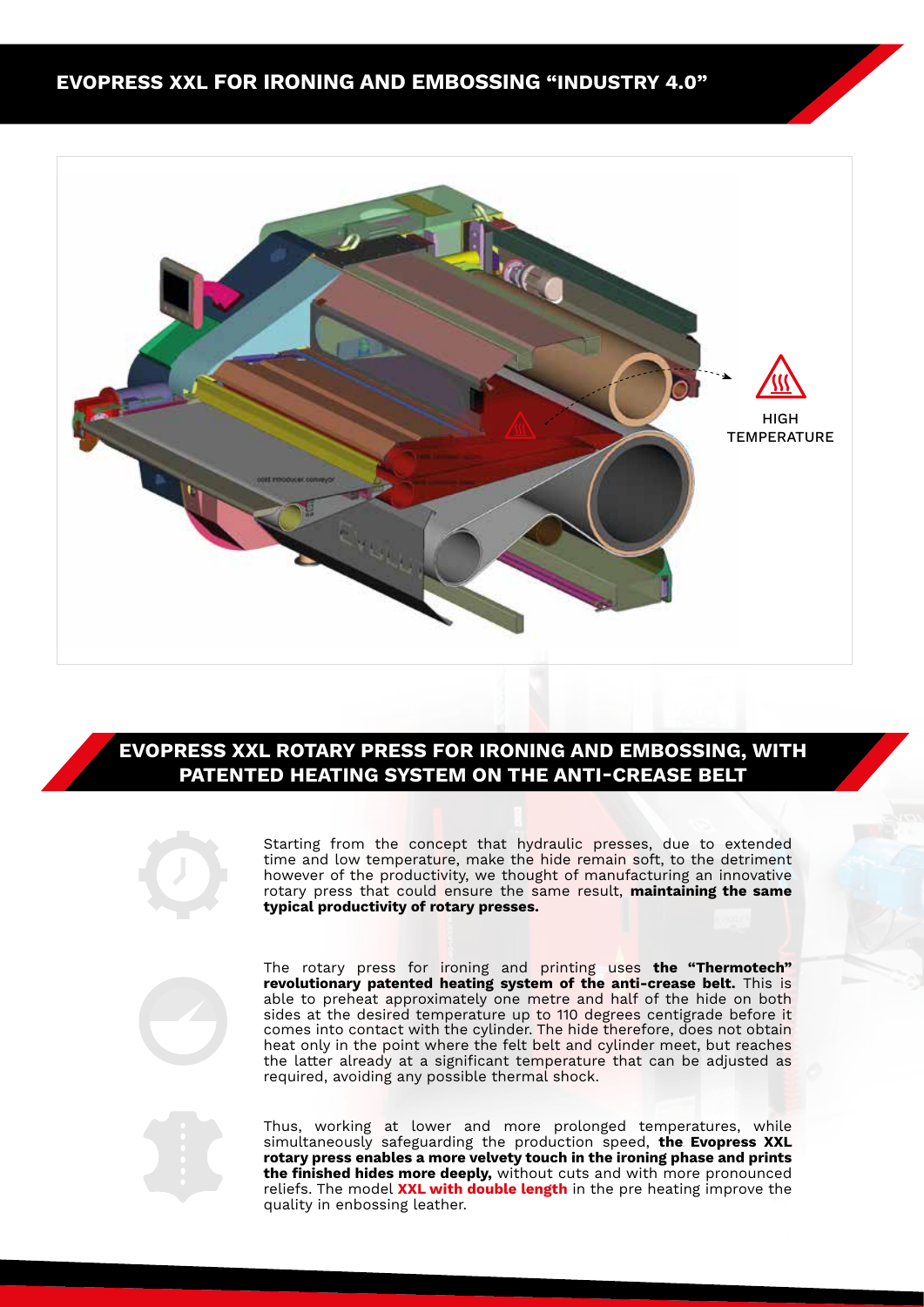# EVOPRESS XXL FOR IRONING AND EMBOSSING "INDUSTRY 4.0"

HIGH TEMPERATURE

## EVOPRESS XXL ROTARY PRESS FOR IRONING AND EMBOSSING, WITH PATENTED HEATING SYSTEM ON THE ANTI-CREASE BELT

Starting from the concept that hydraulic presses, due to extended time and low temperature, make the hide remain soft, to the detriment however of the productivity, we thought of manufacturing an innovative rotary press that could ensure the same result, **maintaining the same typical productivity of rotary presses.**

The rotary press for ironing and printing uses **the "Thermotech" revolutionary patented heating system of the anti-crease belt.** This is able to preheat approximately one metre and half of the hide on both sides at the desired temperature up to 110 degrees centigrade before it comes into contact with the cylinder. The hide therefore, does not obtain heat only in the point where the felt belt and cylinder meet, but reaches the latter already at a significant temperature that can be adjusted as required, avoiding any possible thermal shock.

Thus, working at lower and more prolonged temperatures, while simultaneously safeguarding the production speed, **the Evopress XXL rotary press enables a more velvety touch in the ironing phase and prints the finished hides more deeply,** without cuts and with more pronounced reliefs. The model **XXL with double length** in the pre heating improve the quality in embossing leather.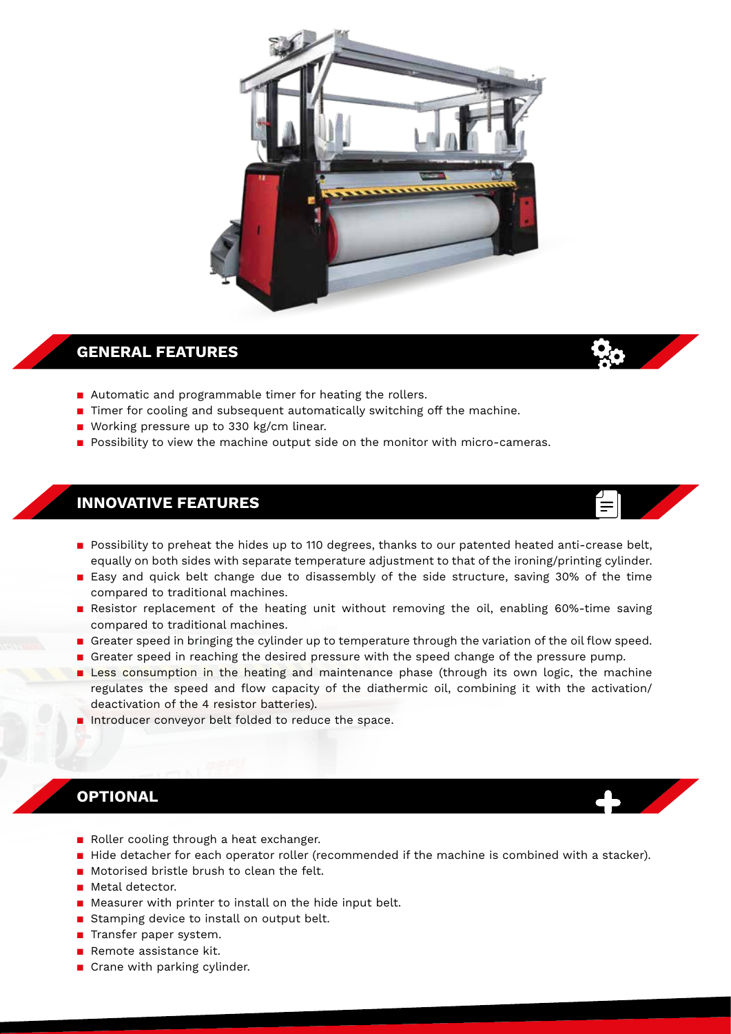## GENERAL FEATURES

- Automatic and programmable timer for heating the rollers.
- Timer for cooling and subsequent automatically switching off the machine.
- Working pressure up to 330 kg/cm linear.
- Possibility to view the machine output side on the monitor with micro-cameras.

## INNOVATIVE FEATURES

- Possibility to preheat the hides up to 110 degrees, thanks to our patented heated anti-crease belt, equally on both sides with separate temperature adjustment to that of the ironing/printing cylinder.
- Easy and quick belt change due to disassembly of the side structure, saving 30% of the time compared to traditional machines.
- Resistor replacement of the heating unit without removing the oil, enabling 60%-time saving compared to traditional machines.
- Greater speed in bringing the cylinder up to temperature through the variation of the oil flow speed.
- Greater speed in reaching the desired pressure with the speed change of the pressure pump.
- Less consumption in the heating and maintenance phase (through its own logic, the machine regulates the speed and flow capacity of the diathermic oil, combining it with the activation/deactivation of the 4 resistor batteries).
- Introducer conveyor belt folded to reduce the space.

## OPTIONAL

- Roller cooling through a heat exchanger.
- Hide detacher for each operator roller (recommended if the machine is combined with a stacker).
- Motorised bristle brush to clean the felt.
- Metal detector.
- Measurer with printer to install on the hide input belt.
- Stamping device to install on output belt.
- Transfer paper system.
- Remote assistance kit.
- Crane with parking cylinder.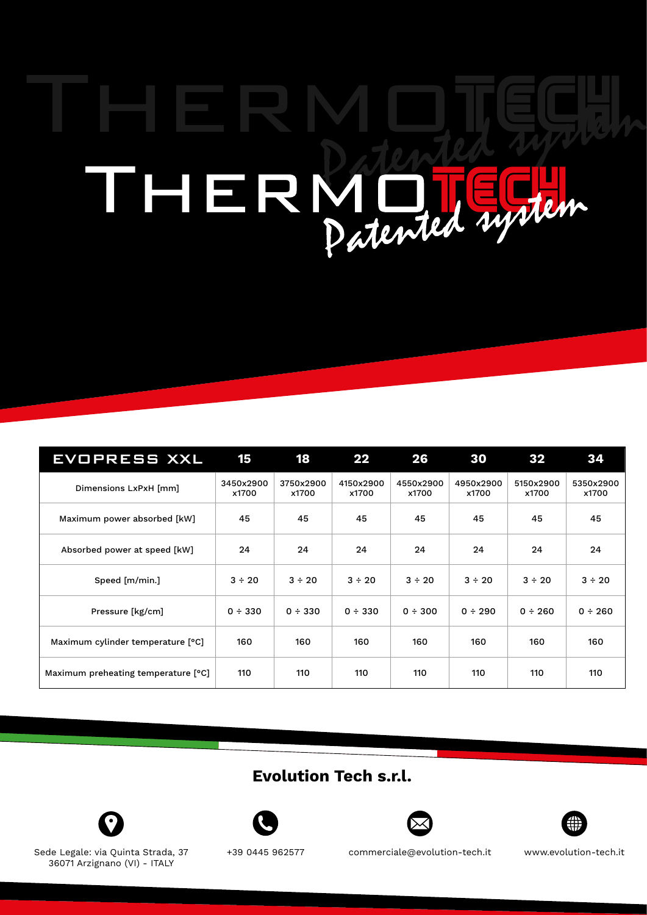# THERMOTECH *Patented system*

| EVOPRESS XXL | 15 | 18 | 22 | 26 | 30 | 32 | 34 |
|---|---|---|---|---|---|---|---|
| Dimensions LxPxH [mm] | 3450x2900 x1700 | 3750x2900 x1700 | 4150x2900 x1700 | 4550x2900 x1700 | 4950x2900 x1700 | 5150x2900 x1700 | 5350x2900 x1700 |
| Maximum power absorbed [kW] | 45 | 45 | 45 | 45 | 45 | 45 | 45 |
| Absorbed power at speed [kW] | 24 | 24 | 24 | 24 | 24 | 24 | 24 |
| Speed [m/min.] | 3 ÷ 20 | 3 ÷ 20 | 3 ÷ 20 | 3 ÷ 20 | 3 ÷ 20 | 3 ÷ 20 | 3 ÷ 20 |
| Pressure [kg/cm] | 0 ÷ 330 | 0 ÷ 330 | 0 ÷ 330 | 0 ÷ 300 | 0 ÷ 290 | 0 ÷ 260 | 0 ÷ 260 |
| Maximum cylinder temperature [°C] | 160 | 160 | 160 | 160 | 160 | 160 | 160 |
| Maximum preheating temperature [°C] | 110 | 110 | 110 | 110 | 110 | 110 | 110 |

## Evolution Tech s.r.l.

Sede Legale: via Quinta Strada, 37
36071 Arzignano (VI) - ITALY

+39 0445 962577

commerciale@evolution-tech.it

www.evolution-tech.it